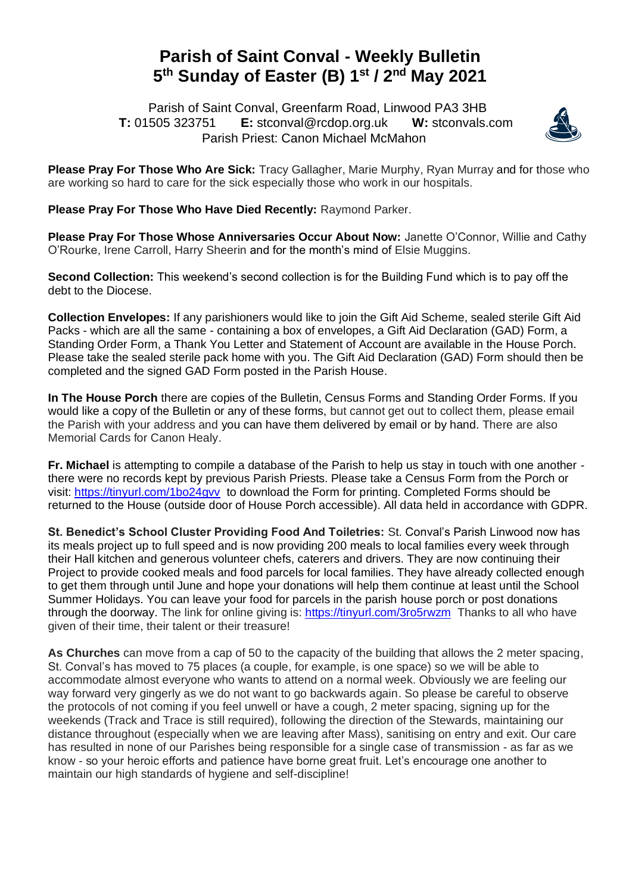# Parish of Saint Conval - Weekly Bulletin
# 5th Sunday of Easter (B) 1st / 2nd May 2021

Parish of Saint Conval, Greenfarm Road, Linwood PA3 3HB
**T:** 01505 323751 **E:** stconval@rcdop.org.uk **W:** stconvals.com
Parish Priest: Canon Michael McMahon

**Please Pray For Those Who Are Sick:** Tracy Gallagher, Marie Murphy, Ryan Murray and for those who are working so hard to care for the sick especially those who work in our hospitals.

**Please Pray For Those Who Have Died Recently:** Raymond Parker.

**Please Pray For Those Whose Anniversaries Occur About Now:** Janette O'Connor, Willie and Cathy O'Rourke, Irene Carroll, Harry Sheerin and for the month's mind of Elsie Muggins.

**Second Collection:** This weekend's second collection is for the Building Fund which is to pay off the debt to the Diocese.

**Collection Envelopes:** If any parishioners would like to join the Gift Aid Scheme, sealed sterile Gift Aid Packs - which are all the same - containing a box of envelopes, a Gift Aid Declaration (GAD) Form, a Standing Order Form, a Thank You Letter and Statement of Account are available in the House Porch. Please take the sealed sterile pack home with you. The Gift Aid Declaration (GAD) Form should then be completed and the signed GAD Form posted in the Parish House.

**In The House Porch** there are copies of the Bulletin, Census Forms and Standing Order Forms. If you would like a copy of the Bulletin or any of these forms, but cannot get out to collect them, please email the Parish with your address and you can have them delivered by email or by hand. There are also Memorial Cards for Canon Healy.

**Fr. Michael** is attempting to compile a database of the Parish to help us stay in touch with one another - there were no records kept by previous Parish Priests. Please take a Census Form from the Porch or visit: https://tinyurl.com/1bo24gvv to download the Form for printing. Completed Forms should be returned to the House (outside door of House Porch accessible). All data held in accordance with GDPR.

**St. Benedict's School Cluster Providing Food And Toiletries:** St. Conval's Parish Linwood now has its meals project up to full speed and is now providing 200 meals to local families every week through their Hall kitchen and generous volunteer chefs, caterers and drivers. They are now continuing their Project to provide cooked meals and food parcels for local families. They have already collected enough to get them through until June and hope your donations will help them continue at least until the School Summer Holidays. You can leave your food for parcels in the parish house porch or post donations through the doorway. The link for online giving is: https://tinyurl.com/3ro5rwzm Thanks to all who have given of their time, their talent or their treasure!

**As Churches** can move from a cap of 50 to the capacity of the building that allows the 2 meter spacing, St. Conval's has moved to 75 places (a couple, for example, is one space) so we will be able to accommodate almost everyone who wants to attend on a normal week. Obviously we are feeling our way forward very gingerly as we do not want to go backwards again. So please be careful to observe the protocols of not coming if you feel unwell or have a cough, 2 meter spacing, signing up for the weekends (Track and Trace is still required), following the direction of the Stewards, maintaining our distance throughout (especially when we are leaving after Mass), sanitising on entry and exit. Our care has resulted in none of our Parishes being responsible for a single case of transmission - as far as we know - so your heroic efforts and patience have borne great fruit. Let's encourage one another to maintain our high standards of hygiene and self-discipline!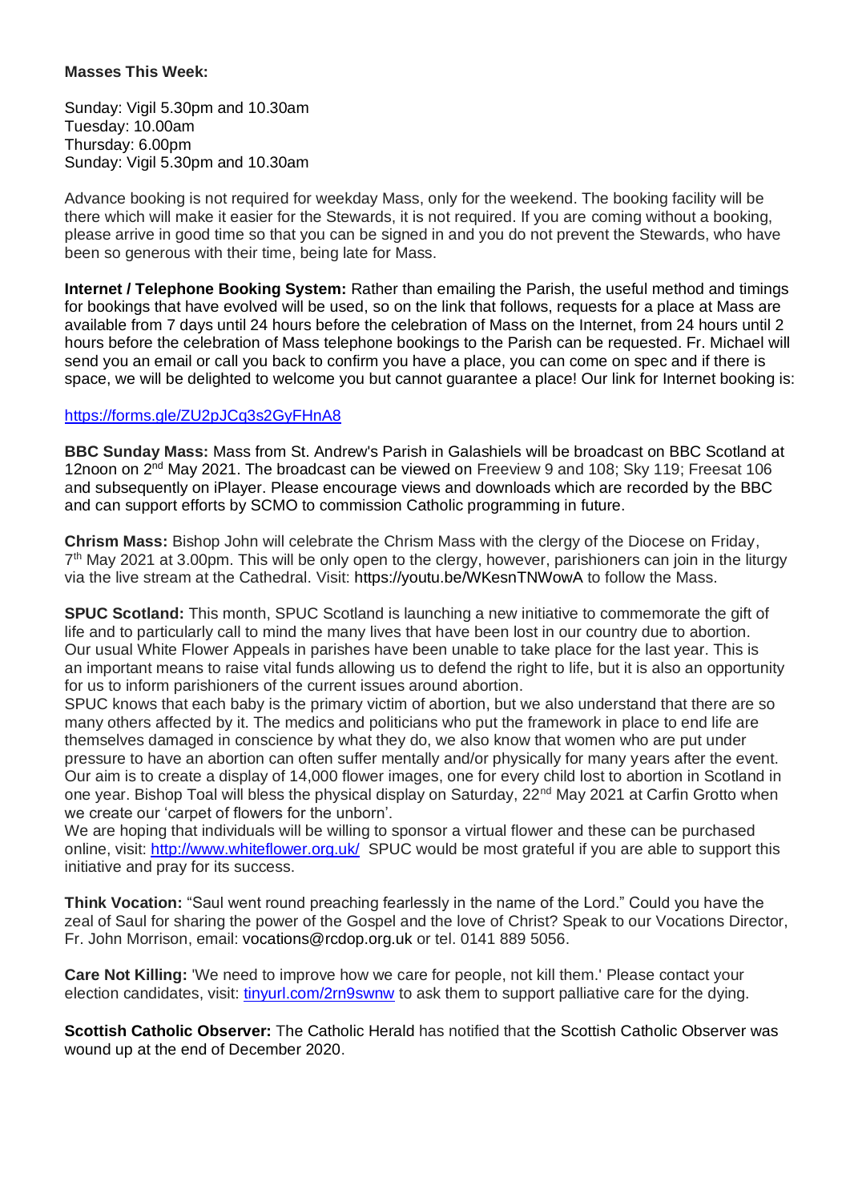**Masses This Week:**

Sunday: Vigil 5.30pm and 10.30am
Tuesday: 10.00am
Thursday: 6.00pm
Sunday: Vigil 5.30pm and 10.30am

Advance booking is not required for weekday Mass, only for the weekend. The booking facility will be there which will make it easier for the Stewards, it is not required. If you are coming without a booking, please arrive in good time so that you can be signed in and you do not prevent the Stewards, who have been so generous with their time, being late for Mass.

**Internet / Telephone Booking System:** Rather than emailing the Parish, the useful method and timings for bookings that have evolved will be used, so on the link that follows, requests for a place at Mass are available from 7 days until 24 hours before the celebration of Mass on the Internet, from 24 hours until 2 hours before the celebration of Mass telephone bookings to the Parish can be requested. Fr. Michael will send you an email or call you back to confirm you have a place, you can come on spec and if there is space, we will be delighted to welcome you but cannot guarantee a place! Our link for Internet booking is:

https://forms.gle/ZU2pJCq3s2GyFHnA8

**BBC Sunday Mass:** Mass from St. Andrew's Parish in Galashiels will be broadcast on BBC Scotland at 12noon on 2nd May 2021. The broadcast can be viewed on Freeview 9 and 108; Sky 119; Freesat 106 and subsequently on iPlayer. Please encourage views and downloads which are recorded by the BBC and can support efforts by SCMO to commission Catholic programming in future.

**Chrism Mass:** Bishop John will celebrate the Chrism Mass with the clergy of the Diocese on Friday, 7th May 2021 at 3.00pm. This will be only open to the clergy, however, parishioners can join in the liturgy via the live stream at the Cathedral. Visit: https://youtu.be/WKesnTNWowA to follow the Mass.

**SPUC Scotland:** This month, SPUC Scotland is launching a new initiative to commemorate the gift of life and to particularly call to mind the many lives that have been lost in our country due to abortion. Our usual White Flower Appeals in parishes have been unable to take place for the last year. This is an important means to raise vital funds allowing us to defend the right to life, but it is also an opportunity for us to inform parishioners of the current issues around abortion.
SPUC knows that each baby is the primary victim of abortion, but we also understand that there are so many others affected by it. The medics and politicians who put the framework in place to end life are themselves damaged in conscience by what they do, we also know that women who are put under pressure to have an abortion can often suffer mentally and/or physically for many years after the event. Our aim is to create a display of 14,000 flower images, one for every child lost to abortion in Scotland in one year. Bishop Toal will bless the physical display on Saturday, 22nd May 2021 at Carfin Grotto when we create our 'carpet of flowers for the unborn'.
We are hoping that individuals will be willing to sponsor a virtual flower and these can be purchased online, visit: http://www.whiteflower.org.uk/ SPUC would be most grateful if you are able to support this initiative and pray for its success.

**Think Vocation:** "Saul went round preaching fearlessly in the name of the Lord." Could you have the zeal of Saul for sharing the power of the Gospel and the love of Christ? Speak to our Vocations Director, Fr. John Morrison, email: vocations@rcdop.org.uk or tel. 0141 889 5056.

**Care Not Killing:** 'We need to improve how we care for people, not kill them.' Please contact your election candidates, visit: tinyurl.com/2rn9swnw to ask them to support palliative care for the dying.

**Scottish Catholic Observer:** The Catholic Herald has notified that the Scottish Catholic Observer was wound up at the end of December 2020.